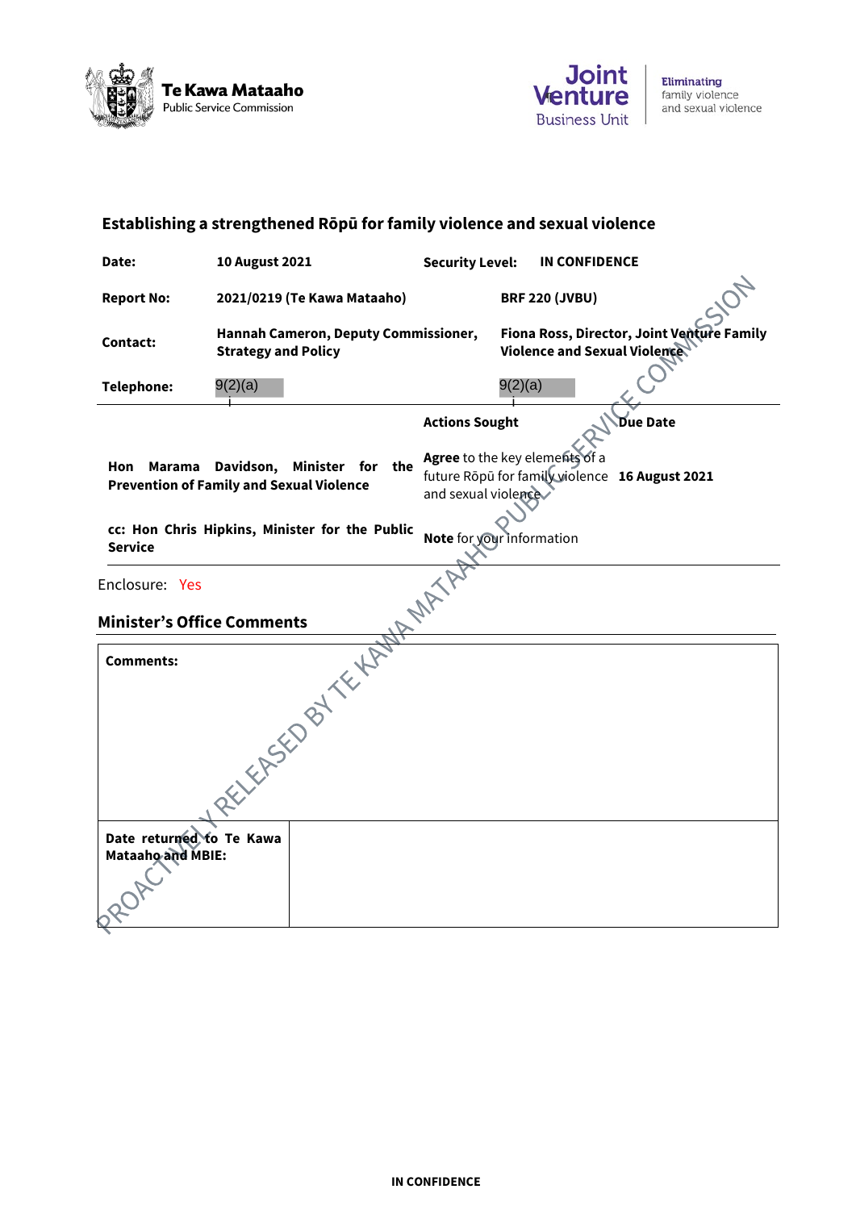Te Kawa Mataaho
Public Service Commission

Joint Venture Business Unit
Eliminating family violence and sexual violence

## Establishing a strengthened Rōpū for family violence and sexual violence

| | | | |
|---|---|---|---|
| **Date:** | **10 August 2021** | **Security Level:** | **IN CONFIDENCE** |
| **Report No:** | **2021/0219 (Te Kawa Mataaho)** | **BRF 220 (JVBU)** | |
| **Contact:** | **Hannah Cameron, Deputy Commissioner, Strategy and Policy** | **Fiona Ross, Director, Joint Venture Family Violence and Sexual Violence** | |
| **Telephone:** | 9(2)(a) | 9(2)(a) | |

| | Actions Sought | Due Date |
|---|---|---|
| **Hon Marama Davidson, Minister for the Prevention of Family and Sexual Violence** | **Agree** to the key elements of a future Rōpū for family violence and sexual violence | **16 August 2021** |
| **cc: Hon Chris Hipkins, Minister for the Public Service** | **Note** for your information | |

Enclosure: Yes

### Minister's Office Comments

| | |
|---|---|
| **Comments:** | |
| **Date returned to Te Kawa Mataaho and MBIE:** | |

PROACTIVELY RELEASED BY TE KAWA MATAAHO PUBLIC SERVICE COMMISSION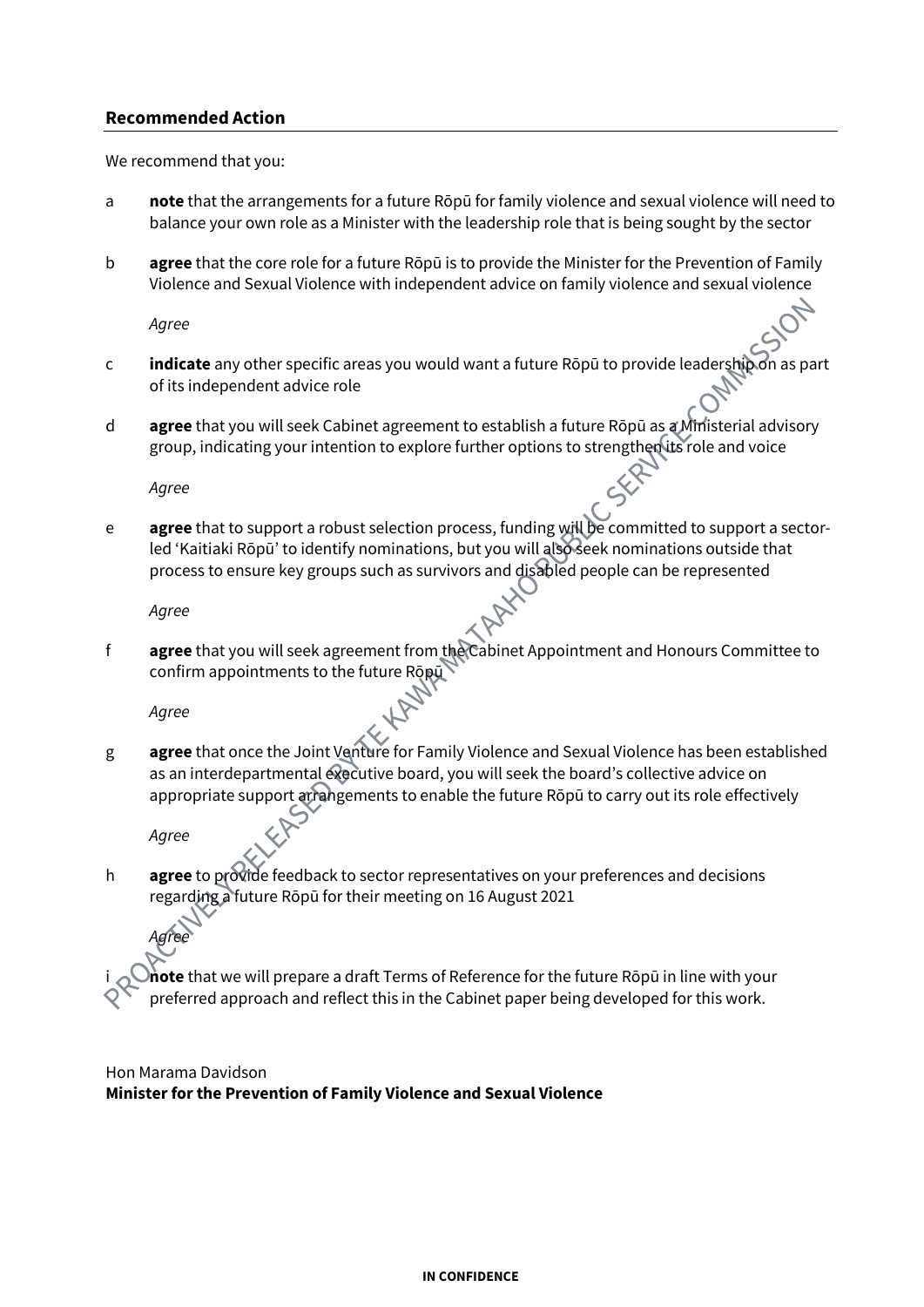## Recommended Action

We recommend that you:

a **note** that the arrangements for a future Rōpū for family violence and sexual violence will need to balance your own role as a Minister with the leadership role that is being sought by the sector

b **agree** that the core role for a future Rōpū is to provide the Minister for the Prevention of Family Violence and Sexual Violence with independent advice on family violence and sexual violence

*Agree*

c **indicate** any other specific areas you would want a future Rōpū to provide leadership on as part of its independent advice role

d **agree** that you will seek Cabinet agreement to establish a future Rōpū as a Ministerial advisory group, indicating your intention to explore further options to strengthen its role and voice

*Agree*

e **agree** that to support a robust selection process, funding will be committed to support a sector-led 'Kaitiaki Rōpū' to identify nominations, but you will also seek nominations outside that process to ensure key groups such as survivors and disabled people can be represented

*Agree*

f **agree** that you will seek agreement from the Cabinet Appointment and Honours Committee to confirm appointments to the future Rōpū

*Agree*

g **agree** that once the Joint Venture for Family Violence and Sexual Violence has been established as an interdepartmental executive board, you will seek the board's collective advice on appropriate support arrangements to enable the future Rōpū to carry out its role effectively

*Agree*

h **agree** to provide feedback to sector representatives on your preferences and decisions regarding a future Rōpū for their meeting on 16 August 2021

*Agree*

i **note** that we will prepare a draft Terms of Reference for the future Rōpū in line with your preferred approach and reflect this in the Cabinet paper being developed for this work.

Hon Marama Davidson
**Minister for the Prevention of Family Violence and Sexual Violence**

**IN CONFIDENCE**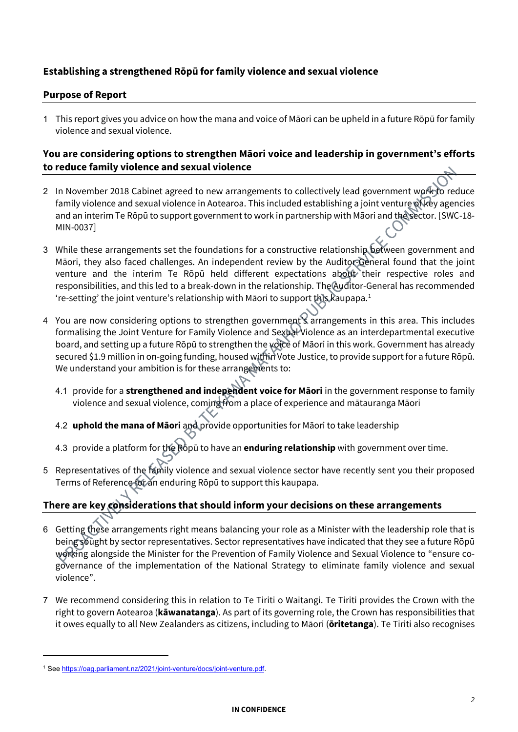## Establishing a strengthened Rōpū for family violence and sexual violence

### Purpose of Report

1 This report gives you advice on how the mana and voice of Māori can be upheld in a future Rōpū for family violence and sexual violence.

### You are considering options to strengthen Māori voice and leadership in government's efforts to reduce family violence and sexual violence

2 In November 2018 Cabinet agreed to new arrangements to collectively lead government work to reduce family violence and sexual violence in Aotearoa. This included establishing a joint venture of key agencies and an interim Te Rōpū to support government to work in partnership with Māori and the sector. [SWC-18-MIN-0037]

3 While these arrangements set the foundations for a constructive relationship between government and Māori, they also faced challenges. An independent review by the Auditor-General found that the joint venture and the interim Te Rōpū held different expectations about their respective roles and responsibilities, and this led to a break-down in the relationship. The Auditor-General has recommended 're-setting' the joint venture's relationship with Māori to support this kaupapa.[1]

4 You are now considering options to strengthen government's arrangements in this area. This includes formalising the Joint Venture for Family Violence and Sexual Violence as an interdepartmental executive board, and setting up a future Rōpū to strengthen the voice of Māori in this work. Government has already secured $1.9 million in on-going funding, housed within Vote Justice, to provide support for a future Rōpū. We understand your ambition is for these arrangements to:

4.1 provide for a **strengthened and independent voice for Māori** in the government response to family violence and sexual violence, coming from a place of experience and mātauranga Māori

4.2 **uphold the mana of Māori** and provide opportunities for Māori to take leadership

4.3 provide a platform for the Rōpū to have an **enduring relationship** with government over time.

5 Representatives of the family violence and sexual violence sector have recently sent you their proposed Terms of Reference for an enduring Rōpū to support this kaupapa.

### There are key considerations that should inform your decisions on these arrangements

6 Getting these arrangements right means balancing your role as a Minister with the leadership role that is being sought by sector representatives. Sector representatives have indicated that they see a future Rōpū working alongside the Minister for the Prevention of Family Violence and Sexual Violence to "ensure co-governance of the implementation of the National Strategy to eliminate family violence and sexual violence".

7 We recommend considering this in relation to Te Tiriti o Waitangi. Te Tiriti provides the Crown with the right to govern Aotearoa (**kāwanatanga**). As part of its governing role, the Crown has responsibilities that it owes equally to all New Zealanders as citizens, including to Māori (**ōritetanga**). Te Tiriti also recognises

---

[1] See https://oag.parliament.nz/2021/joint-venture/docs/joint-venture.pdf.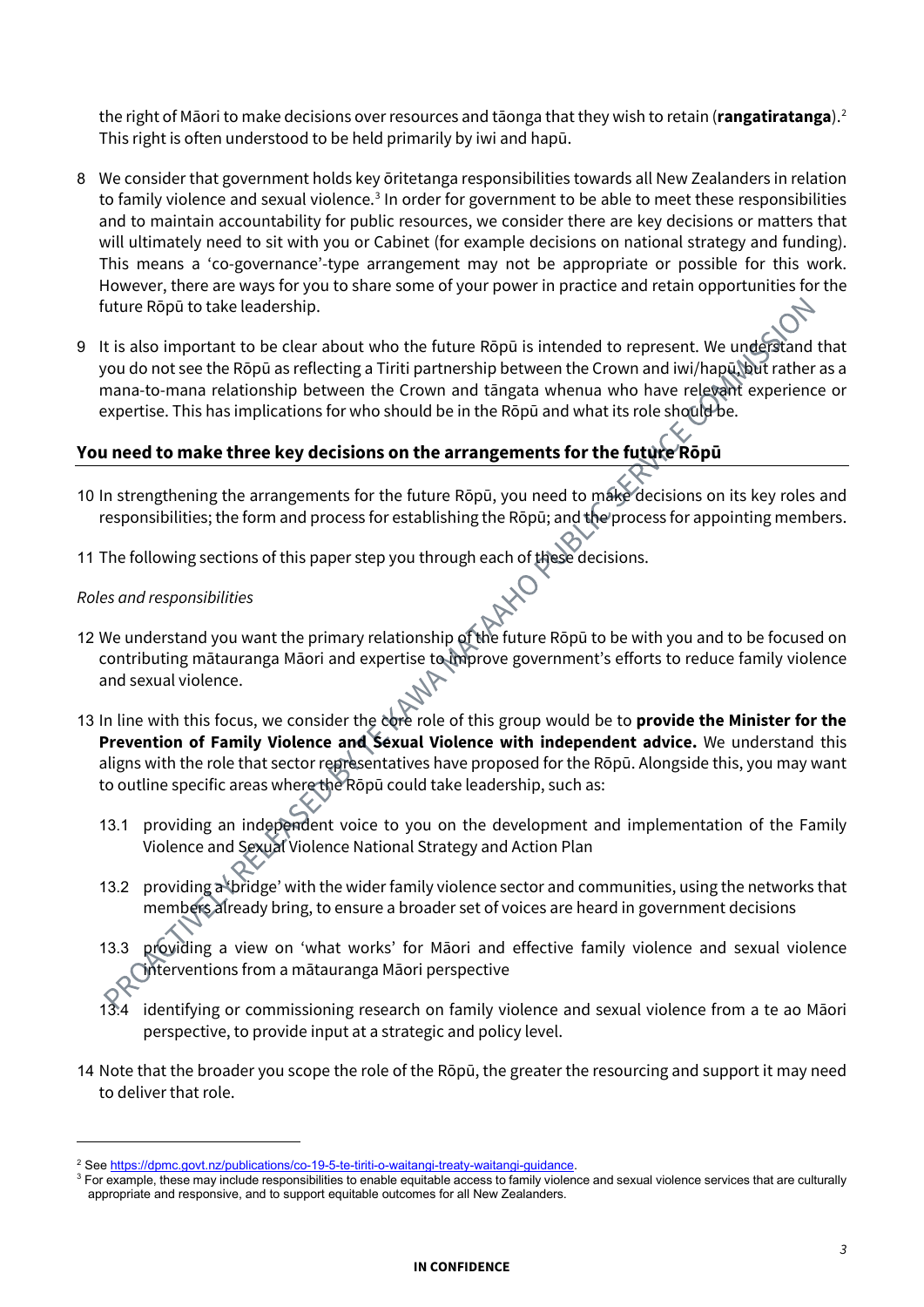the right of Māori to make decisions over resources and tāonga that they wish to retain (**rangatiratanga**).[2] This right is often understood to be held primarily by iwi and hapū.

8 We consider that government holds key ōritetanga responsibilities towards all New Zealanders in relation to family violence and sexual violence.[3] In order for government to be able to meet these responsibilities and to maintain accountability for public resources, we consider there are key decisions or matters that will ultimately need to sit with you or Cabinet (for example decisions on national strategy and funding). This means a 'co-governance'-type arrangement may not be appropriate or possible for this work. However, there are ways for you to share some of your power in practice and retain opportunities for the future Rōpū to take leadership.

9 It is also important to be clear about who the future Rōpū is intended to represent. We understand that you do not see the Rōpū as reflecting a Tiriti partnership between the Crown and iwi/hapū, but rather as a mana-to-mana relationship between the Crown and tāngata whenua who have relevant experience or expertise. This has implications for who should be in the Rōpū and what its role should be.

## You need to make three key decisions on the arrangements for the future Rōpū

10 In strengthening the arrangements for the future Rōpū, you need to make decisions on its key roles and responsibilities; the form and process for establishing the Rōpū; and the process for appointing members.

11 The following sections of this paper step you through each of these decisions.

*Roles and responsibilities*

12 We understand you want the primary relationship of the future Rōpū to be with you and to be focused on contributing mātauranga Māori and expertise to improve government's efforts to reduce family violence and sexual violence.

13 In line with this focus, we consider the core role of this group would be to **provide the Minister for the Prevention of Family Violence and Sexual Violence with independent advice.** We understand this aligns with the role that sector representatives have proposed for the Rōpū. Alongside this, you may want to outline specific areas where the Rōpū could take leadership, such as:

13.1 providing an independent voice to you on the development and implementation of the Family Violence and Sexual Violence National Strategy and Action Plan

13.2 providing a 'bridge' with the wider family violence sector and communities, using the networks that members already bring, to ensure a broader set of voices are heard in government decisions

13.3 providing a view on 'what works' for Māori and effective family violence and sexual violence interventions from a mātauranga Māori perspective

13.4 identifying or commissioning research on family violence and sexual violence from a te ao Māori perspective, to provide input at a strategic and policy level.

14 Note that the broader you scope the role of the Rōpū, the greater the resourcing and support it may need to deliver that role.

---

[2] See https://dpmc.govt.nz/publications/co-19-5-te-tiriti-o-waitangi-treaty-waitangi-guidance.

[3] For example, these may include responsibilities to enable equitable access to family violence and sexual violence services that are culturally appropriate and responsive, and to support equitable outcomes for all New Zealanders.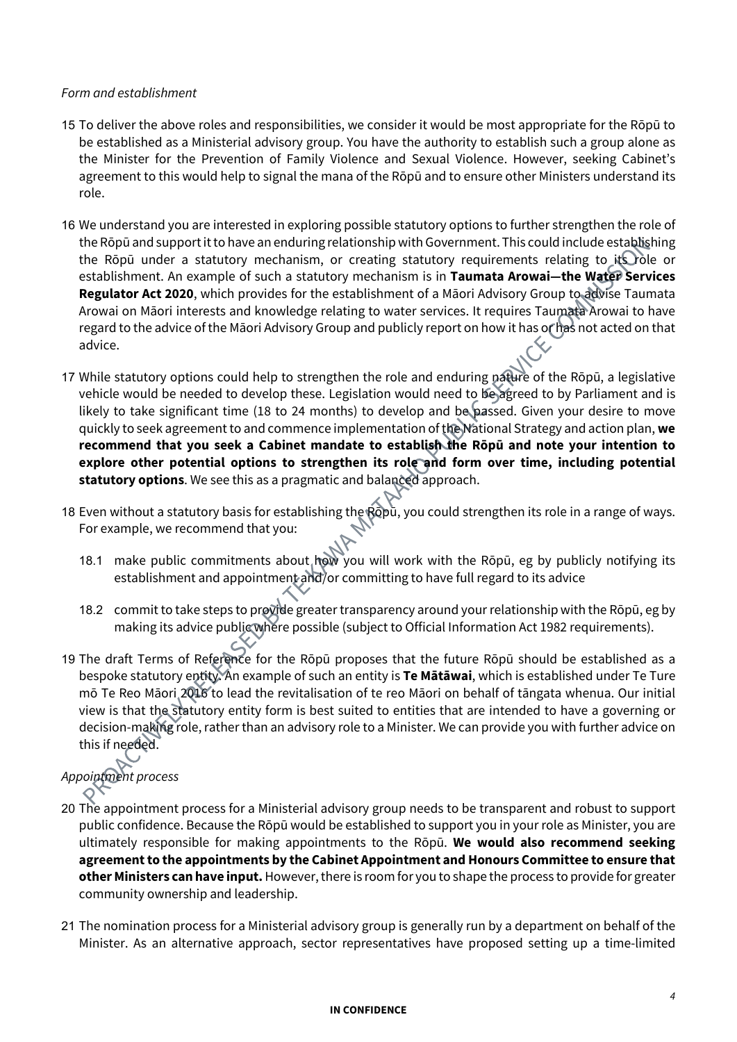*Form and establishment*

15 To deliver the above roles and responsibilities, we consider it would be most appropriate for the Rōpū to be established as a Ministerial advisory group. You have the authority to establish such a group alone as the Minister for the Prevention of Family Violence and Sexual Violence. However, seeking Cabinet's agreement to this would help to signal the mana of the Rōpū and to ensure other Ministers understand its role.

16 We understand you are interested in exploring possible statutory options to further strengthen the role of the Rōpū and support it to have an enduring relationship with Government. This could include establishing the Rōpū under a statutory mechanism, or creating statutory requirements relating to its role or establishment. An example of such a statutory mechanism is in **Taumata Arowai—the Water Services Regulator Act 2020**, which provides for the establishment of a Māori Advisory Group to advise Taumata Arowai on Māori interests and knowledge relating to water services. It requires Taumata Arowai to have regard to the advice of the Māori Advisory Group and publicly report on how it has or has not acted on that advice.

17 While statutory options could help to strengthen the role and enduring nature of the Rōpū, a legislative vehicle would be needed to develop these. Legislation would need to be agreed to by Parliament and is likely to take significant time (18 to 24 months) to develop and be passed. Given your desire to move quickly to seek agreement to and commence implementation of the National Strategy and action plan, **we recommend that you seek a Cabinet mandate to establish the Rōpū and note your intention to explore other potential options to strengthen its role and form over time, including potential statutory options**. We see this as a pragmatic and balanced approach.

18 Even without a statutory basis for establishing the Rōpū, you could strengthen its role in a range of ways. For example, we recommend that you:

18.1 make public commitments about how you will work with the Rōpū, eg by publicly notifying its establishment and appointment and/or committing to have full regard to its advice

18.2 commit to take steps to provide greater transparency around your relationship with the Rōpū, eg by making its advice public where possible (subject to Official Information Act 1982 requirements).

19 The draft Terms of Reference for the Rōpū proposes that the future Rōpū should be established as a bespoke statutory entity. An example of such an entity is **Te Mātāwai**, which is established under Te Ture mō Te Reo Māori 2016 to lead the revitalisation of te reo Māori on behalf of tāngata whenua. Our initial view is that the statutory entity form is best suited to entities that are intended to have a governing or decision-making role, rather than an advisory role to a Minister. We can provide you with further advice on this if needed.

*Appointment process*

20 The appointment process for a Ministerial advisory group needs to be transparent and robust to support public confidence. Because the Rōpū would be established to support you in your role as Minister, you are ultimately responsible for making appointments to the Rōpū. **We would also recommend seeking agreement to the appointments by the Cabinet Appointment and Honours Committee to ensure that other Ministers can have input.** However, there is room for you to shape the process to provide for greater community ownership and leadership.

21 The nomination process for a Ministerial advisory group is generally run by a department on behalf of the Minister. As an alternative approach, sector representatives have proposed setting up a time-limited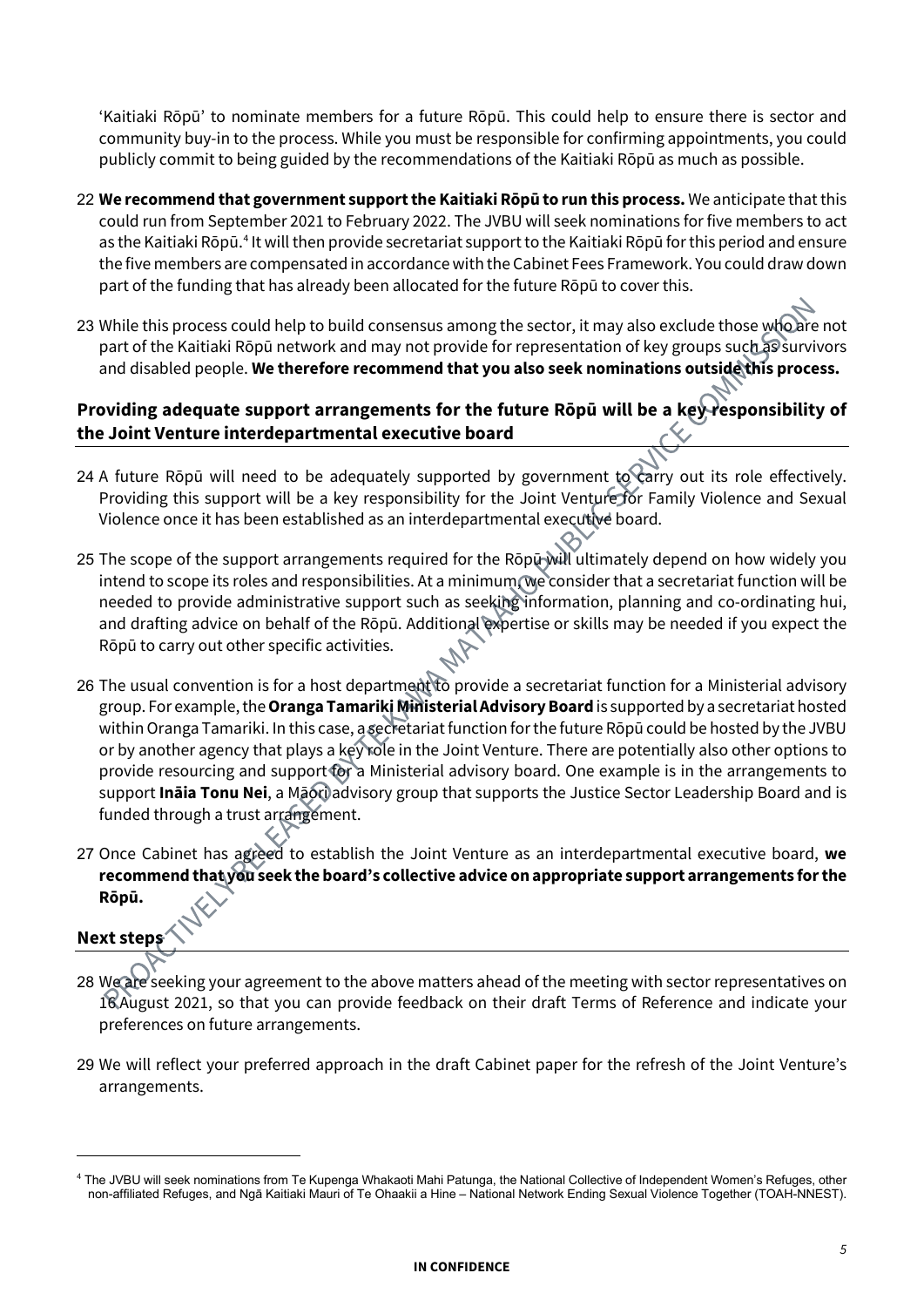'Kaitiaki Rōpū' to nominate members for a future Rōpū. This could help to ensure there is sector and community buy-in to the process. While you must be responsible for confirming appointments, you could publicly commit to being guided by the recommendations of the Kaitiaki Rōpū as much as possible.

22 **We recommend that government support the Kaitiaki Rōpū to run this process.** We anticipate that this could run from September 2021 to February 2022. The JVBU will seek nominations for five members to act as the Kaitiaki Rōpū.[4] It will then provide secretariat support to the Kaitiaki Rōpū for this period and ensure the five members are compensated in accordance with the Cabinet Fees Framework. You could draw down part of the funding that has already been allocated for the future Rōpū to cover this.

23 While this process could help to build consensus among the sector, it may also exclude those who are not part of the Kaitiaki Rōpū network and may not provide for representation of key groups such as survivors and disabled people. **We therefore recommend that you also seek nominations outside this process.**

## Providing adequate support arrangements for the future Rōpū will be a key responsibility of the Joint Venture interdepartmental executive board

24 A future Rōpū will need to be adequately supported by government to carry out its role effectively. Providing this support will be a key responsibility for the Joint Venture for Family Violence and Sexual Violence once it has been established as an interdepartmental executive board.

25 The scope of the support arrangements required for the Rōpū will ultimately depend on how widely you intend to scope its roles and responsibilities. At a minimum, we consider that a secretariat function will be needed to provide administrative support such as seeking information, planning and co-ordinating hui, and drafting advice on behalf of the Rōpū. Additional expertise or skills may be needed if you expect the Rōpū to carry out other specific activities.

26 The usual convention is for a host department to provide a secretariat function for a Ministerial advisory group. For example, the **Oranga Tamariki Ministerial Advisory Board** is supported by a secretariat hosted within Oranga Tamariki. In this case, a secretariat function for the future Rōpū could be hosted by the JVBU or by another agency that plays a key role in the Joint Venture. There are potentially also other options to provide resourcing and support for a Ministerial advisory board. One example is in the arrangements to support **Ināia Tonu Nei**, a Māori advisory group that supports the Justice Sector Leadership Board and is funded through a trust arrangement.

27 Once Cabinet has agreed to establish the Joint Venture as an interdepartmental executive board, **we recommend that you seek the board's collective advice on appropriate support arrangements for the Rōpū.**

## Next steps

28 We are seeking your agreement to the above matters ahead of the meeting with sector representatives on 16 August 2021, so that you can provide feedback on their draft Terms of Reference and indicate your preferences on future arrangements.

29 We will reflect your preferred approach in the draft Cabinet paper for the refresh of the Joint Venture's arrangements.

---

[4] The JVBU will seek nominations from Te Kupenga Whakaoti Mahi Patunga, the National Collective of Independent Women's Refuges, other non-affiliated Refuges, and Ngā Kaitiaki Mauri of Te Ohaakii a Hine – National Network Ending Sexual Violence Together (TOAH-NNEST).

IN CONFIDENCE